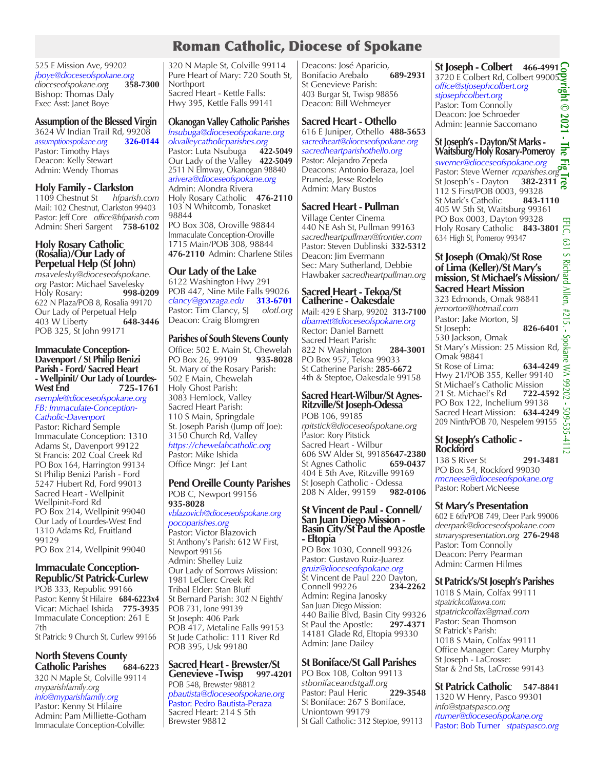# Roman Catholic, Diocese of Spokane

525 E Mission Ave, 99202
*jboye@dioceseofspokane.org*
*dioceseofspokane.org* **358-7300**
Bishop: Thomas Daly
Exec Asst: Janet Boye

### Assumption of the Blessed Virgin
3624 W Indian Trail Rd, 99208
*assumptionspokane.org* **326-0144**
Pastor: Timothy Hays
Deacon: Kelly Stewart
Admin: Wendy Thomas

### Holy Family - Clarkston
1109 Chestnut St *hfparish.com*
Mail: 102 Chestnut, Clarkston 99403
Pastor: Jeff Core *office@hfparish.com*
Admin: Sheri Sargent **758-6102**

### Holy Rosary Catholic (Rosalia)/Our Lady of Perpetual Help (St John)
*msavelesky@dioceseofspokane.org* Pastor: Michael Savelesky
Holy Rosary: **998-0209**
622 N Plaza/POB 8, Rosalia 99170
Our Lady of Perpetual Help **648-3446**
403 W Liberty
POB 325, St John 99171

### Immaculate Conception-Davenport / St Philip Benizi Parish - Ford/ Sacred Heart - Wellpinit/ Our Lady of Lourdes-West End **725-1761**
*rsemple@dioceseofspokane.org*
*FB: Immaculate-Conception-Catholic-Davenport*
Pastor: Richard Semple
Immaculate Conception: 1310 Adams St, Davenport 99122
St Francis: 202 Coal Creek Rd
PO Box 164, Harrington 99134
St Philip Benizi Parish - Ford
5247 Hubert Rd, Ford 99013
Sacred Heart - Wellpinit
Wellpinit-Ford Rd
PO Box 214, Wellpinit 99040
Our Lady of Lourdes-West End
1310 Adams Rd, Fruitland 99129
PO Box 214, Wellpinit 99040

### Immaculate Conception-Republic/St Patrick-Curlew
POB 333, Republic 99166
Pastor: Kenny St Hilaire **684-6223x4**
Vicar: Michael Ishida **775-3935**
Immaculate Conception: 261 E 7th
St Patrick: 9 Church St, Curlew 99166

### North Stevens County Catholic Parishes **684-6223**
320 N Maple St, Colville 99114
*myparishfamily.org*
*info@myparishfamily.org*
Pastor: Kenny St Hilaire
Admin: Pam Milliette-Gotham
Immaculate Conception-Colville: 320 N Maple St, Colville 99114
Pure Heart of Mary: 720 South St, Northport
Sacred Heart - Kettle Falls: Hwy 395, Kettle Falls 99141

### Okanogan Valley Catholic Parishes
*lnsubuga@dioceseofspokane.org*
*okvalleycatholicparishes.org*
Pastor: Luta Nsubuga **422-5049**
Our Lady of the Valley **422-5049**
2511 N Elmway, Okanogan 98840
*arivera@dioceseofspokane.org*
Admin: Alondra Rivera
Holy Rosary Catholic **476-2110**
103 N Whitcomb, Tonasket 98844
PO Box 308, Oroville 98844
Immaculate Conception-Oroville
1715 Main/POB 308, 98844
**476-2110** Admin: Charlene Stiles

### Our Lady of the Lake
6122 Washington Hwy 291
POB 447, Nine Mile Falls 99026
*clancy@gonzaga.edu* **313-6701**
Pastor: Tim Clancy, SJ *olotl.org*
Deacon: Craig Blomgren

### Parishes of South Stevens County
Office: 502 E. Main St, Chewelah
PO Box 26, 99109 **935-8028**
St. Mary of the Rosary Parish: 502 E Main, Chewelah
Holy Ghost Parish: 3083 Hemlock, Valley
Sacred Heart Parish: 110 S Main, Springdale
St. Joseph Parish (Jump off Joe): 3150 Church Rd, Valley
*https://chewelahcatholic.org*
Pastor: Mike Ishida
Office Mngr: Jef Lant

### Pend Oreille County Parishes
POB C, Newport 99156
**935-8028**
*vblazovich@dioceseofspokane.org*
*pocoparishes.org*
Pastor: Victor Blazovich
St Anthony's Parish: 612 W First, Newport 99156
Admin: Shelley Luiz
Our Lady of Sorrows Mission: 1981 LeClerc Creek Rd
Tribal Elder: Stan Bluff
St Bernard Parish: 302 N Eighth/ POB 731, Ione 99139
St Joseph: 406 Park
POB 417, Metaline Falls 99153
St Jude Catholic: 111 River Rd
POB 395, Usk 99180

### Sacred Heart - Brewster/St Genevieve -Twisp **997-4201**
POB 548, Brewster 98812
*pbautista@dioceseofspokane.org*
Pastor: Pedro Bautista-Peraza
Sacred Heart: 214 S 5th
Brewster 98812
Deacons: José Aparicio, Bonifacio Arebalo **689-2931**
St Genevieve Parish:
403 Burgar St, Twisp 98856
Deacon: Bill Wehmeyer

### Sacred Heart - Othello **488-5653**
616 E Juniper, Othello
*sacredheart@dioceseofspokane.org*
*sacredheartparishothello.org*
Pastor: Alejandro Zepeda
Deacons: Antonio Beraza, Joel Pruneda, Jesse Rodelo
Admin: Mary Bustos

### Sacred Heart - Pullman
Village Center Cinema
440 NE Ash St, Pullman 99163
*sacredheartpullman@frontier.com*
Pastor: Steven Dublinski **332-5312**
Deacon: Jim Evermann
Sec: Mary Sutherland, Debbie Hawbaker *sacredheartpullman.org*

### Sacred Heart - Tekoa/St Catherine - Oakesdale
Mail: 429 E Sharp, 99202 **313-7100**
*dbarnett@dioceseofspokane.org*
Rector: Daniel Barnett
Sacred Heart Parish:
822 N Washington **284-3001**
PO Box 957, Tekoa 99033
St Catherine Parish: **285-6672**
4th & Steptoe, Oakesdale 99158

### Sacred Heart-Wilbur/St Agnes-Ritzville/St Joseph-Odessa
POB 106, 99185
*rpitstick@dioceseofspokane.org*
Pastor: Rory Pitstick
Sacred Heart - Wilbur
606 SW Alder St, 99185 **647-2380**
St Agnes Catholic **659-0437**
404 E 5th Ave, Ritzville 99169
St Joseph Catholic - Odessa
208 N Alder, 99159 **982-0106**

### St Vincent de Paul - Connell/ San Juan Diego Mission - Basin City/St Paul the Apostle - Eltopia
PO Box 1030, Connell 99326
Pastor: Gustavo Ruiz-Juarez
*gruiz@dioceseofspokane.org*
St Vincent de Paul 220 Dayton, Connell 99226 **234-2262**
Admin: Regina Janosky
San Juan Diego Mission:
440 Bailie Blvd, Basin City 99326
St Paul the Apostle: **297-4371**
14181 Glade Rd, Eltopia 99330
Admin: Jane Dailey

### St Boniface/St Gall Parishes
PO Box 108, Colton 99113
*stbonifaceandstgall.org*
Pastor: Paul Heric **229-3548**
St Boniface: 267 S Boniface, Uniontown 99179
St Gall Catholic: 312 Steptoe, 99113

### St Joseph - Colbert **466-4991**
3720 E Colbert Rd, Colbert 99005
*office@stjosephcolbert.org*
*stjosephcolbert.org*
Pastor: Tom Connolly
Deacon: Joe Schroeder
Admin: Jeannie Saccomano

### St Joseph's - Dayton/St Marks - Waitsburg/Holy Rosary-Pomeroy
*swerner@dioceseofspokane.org*
Pastor: Steve Werner *rcparishes.org*
St Joseph's - Dayton **382-2311**
112 S First/POB 0003, 99328
St Mark's Catholic **843-1110**
405 W 5th St, Waitsburg 99361
PO Box 0003, Dayton 99328
Holy Rosary Catholic **843-3801**
634 High St, Pomeroy 99347

### St Joseph (Omak)/St Rose of Lima (Keller)/St Mary's mission, St Michael's Mission/ Sacred Heart Mission
323 Edmonds, Omak 98841
*jemorton@hotmail.com*
Pastor: Jake Morton, SJ
St Joseph: **826-6401**
530 Jackson, Omak
St Mary's Mission: 25 Mission Rd, Omak 98841
St Rose of Lima: **634-4249**
Hwy 21/POB 355, Keller 99140
St Michael's Catholic Mission
21 St. Michael's Rd **722-4592**
PO Box 122, Inchelium 99138
Sacred Heart Mission: **634-4249**
209 Ninth/POB 70, Nespelem 99155

### St Joseph's Catholic - Rockford
138 S River St **291-3481**
PO Box 54, Rockford 99030
*rmcneese@dioceseofspokane.org*
Pastor: Robert McNeese

### St Mary's Presentation
602 E 6th/POB 749, Deer Park 99006
*deerpark@dioceseofspokane.com*
*stmaryspresentation.org* **276-2948**
Pastor: Tom Connolly
Deacon: Perry Pearman
Admin: Carmen Hilmes

### St Patrick's/St Joseph's Parishes
1018 S Main, Colfax 99111
*stpatrickcolfaxwa.com*
*stpatrickcolfax@gmail.com*
Pastor: Sean Thomson
St Patrick's Parish:
1018 S Main, Colfax 99111
Office Manager: Carey Murphy
St Joseph - LaCrosse:
Star & 2nd Sts, LaCrosse 99143

### St Patrick Catholic **547-8841**
1320 W Henry, Pasco 99301
*info@stpatspasco.org*
*rturner@dioceseofspokane.org*
Pastor: Bob Turner *stpatspasco.org*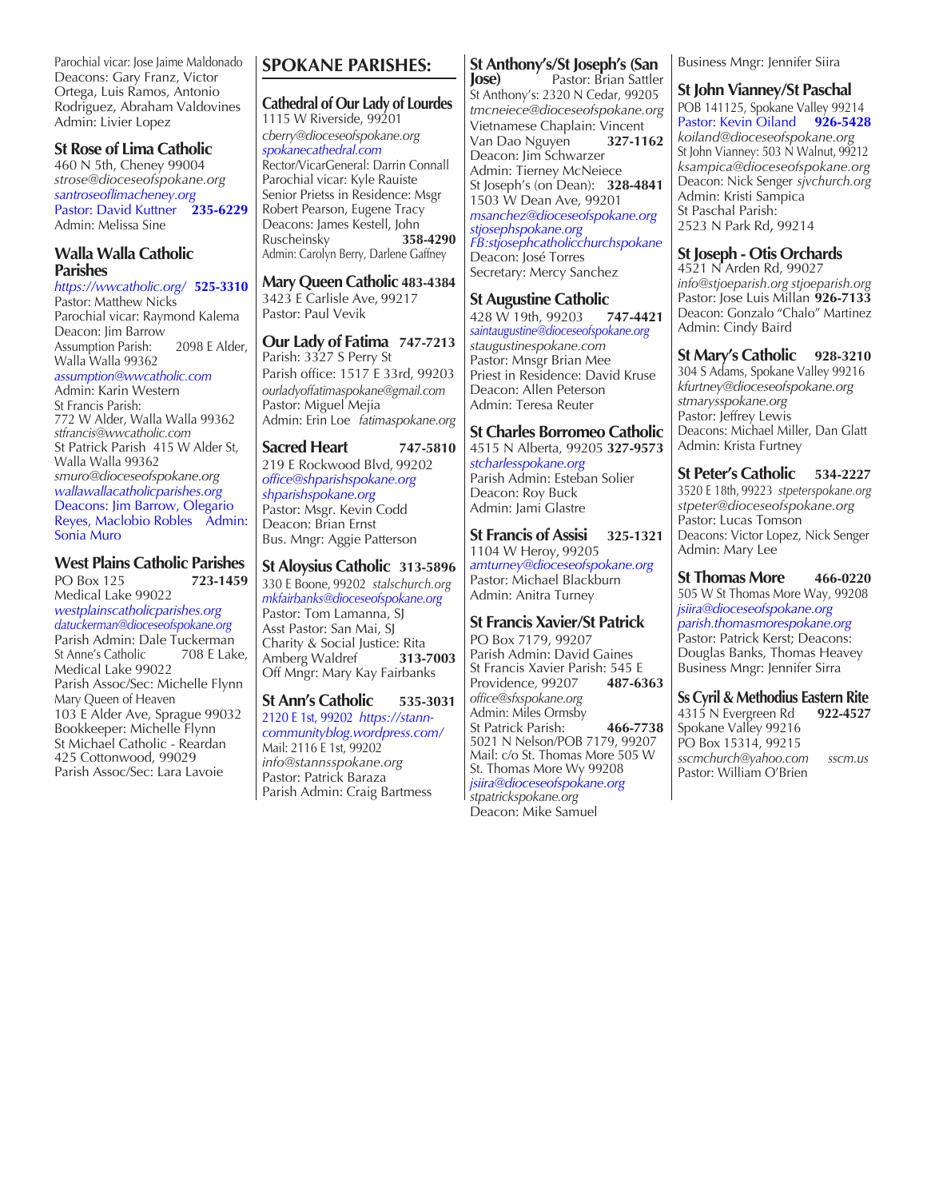Parochial vicar: Jose Jaime Maldonado
Deacons: Gary Franz, Victor Ortega, Luis Ramos, Antonio Rodriguez, Abraham Valdovines
Admin: Livier Lopez

### St Rose of Lima Catholic
460 N 5th, Cheney 99004
*strose@dioceseofspokane.org*
*santroseoflimacheney.org*
Pastor: David Kuttner **235-6229**
Admin: Melissa Sine

### Walla Walla Catholic Parishes
*https://wwcatholic.org/* **525-3310**
Pastor: Matthew Nicks
Parochial vicar: Raymond Kalema
Deacon: Jim Barrow
Assumption Parish: 2098 E Alder, Walla Walla 99362
*assumption@wwcatholic.com*
Admin: Karin Western
St Francis Parish:
772 W Alder, Walla Walla 99362
*stfrancis@wwcatholic.com*
St Patrick Parish 415 W Alder St, Walla Walla 99362
*smuro@dioceseofspokane.org*
*wallawallacatholicparishes.org*
Deacons: Jim Barrow, Olegario Reyes, Maclobio Robles Admin: Sonia Muro

### West Plains Catholic Parishes
PO Box 125 **723-1459**
Medical Lake 99022
*westplainscatholicparishes.org*
*datuckerman@dioceseofspokane.org*
Parish Admin: Dale Tuckerman
St Anne's Catholic 708 E Lake, Medical Lake 99022
Parish Assoc/Sec: Michelle Flynn
Mary Queen of Heaven
103 E Alder Ave, Sprague 99032
Bookkeeper: Michelle Flynn
St Michael Catholic - Reardan
425 Cottonwood, 99029
Parish Assoc/Sec: Lara Lavoie

## SPOKANE PARISHES:

### Cathedral of Our Lady of Lourdes
1115 W Riverside, 99201
*cberry@dioceseofspokane.org*
*spokanecathedral.com*
Rector/VicarGeneral: Darrin Connall
Parochial vicar: Kyle Rauiste
Senior Prietss in Residence: Msgr Robert Pearson, Eugene Tracy
Deacons: James Kestell, John Ruscheinsky **358-4290**
Admin: Carolyn Berry, Darlene Gaffney

### Mary Queen Catholic **483-4384**
3423 E Carlisle Ave, 99217
Pastor: Paul Vevik

### Our Lady of Fatima **747-7213**
Parish: 3327 S Perry St
Parish office: 1517 E 33rd, 99203
*ourladyoffatimaspokane@gmail.com*
Pastor: Miguel Mejia
Admin: Erin Loe *fatimaspokane.org*

### Sacred Heart **747-5810**
219 E Rockwood Blvd, 99202
*office@shparishspokane.org*
*shparishspokane.org*
Pastor: Msgr. Kevin Codd
Deacon: Brian Ernst
Bus. Mngr: Aggie Patterson

### St Aloysius Catholic **313-5896**
330 E Boone, 99202 *stalschurch.org*
*mkfairbanks@dioceseofspokane.org*
Pastor: Tom Lamanna, SJ
Asst Pastor: San Mai, SJ
Charity & Social Justice: Rita Amberg Waldref **313-7003**
Off Mngr: Mary Kay Fairbanks

### St Ann's Catholic **535-3031**
2120 E 1st, 99202 *https://stann-communityblog.wordpress.com/*
Mail: 2116 E 1st, 99202
*info@stannsspokane.org*
Pastor: Patrick Baraza
Parish Admin: Craig Bartmess

### St Anthony's/St Joseph's (San Jose)
Pastor: Brian Sattler
St Anthony's: 2320 N Cedar, 99205
*tmcneiece@dioceseofspokane.org*
Vietnamese Chaplain: Vincent Van Dao Nguyen **327-1162**
Deacon: Jim Schwarzer
Admin: Tierney McNeiece
St Joseph's (on Dean): **328-4841**
1503 W Dean Ave, 99201
*msanchez@dioceseofspokane.org*
*stjosephspokane.org*
*FB:stjosephcatholicchurchspokane*
Deacon: José Torres
Secretary: Mercy Sanchez

### St Augustine Catholic
428 W 19th, 99203 **747-4421**
*saintaugustine@dioceseofspokane.org*
*staugustinespokane.com*
Pastor: Mnsgr Brian Mee
Priest in Residence: David Kruse
Deacon: Allen Peterson
Admin: Teresa Reuter

### St Charles Borromeo Catholic
4515 N Alberta, 99205 **327-9573**
*stcharlesspokane.org*
Parish Admin: Esteban Solier
Deacon: Roy Buck
Admin: Jami Glastre

### St Francis of Assisi **325-1321**
1104 W Heroy, 99205
*amturney@dioceseofspokane.org*
Pastor: Michael Blackburn
Admin: Anitra Turney

### St Francis Xavier/St Patrick
PO Box 7179, 99207
Parish Admin: David Gaines
St Francis Xavier Parish: 545 E Providence, 99207 **487-6363**
*office@sfxspokane.org*
Admin: Miles Ormsby
St Patrick Parish: **466-7738**
5021 N Nelson/POB 7179, 99207
Mail: c/o St. Thomas More 505 W St. Thomas More Wy 99208
*jsiira@dioceseofspokane.org*
*stpatrickspokane.org*
Deacon: Mike Samuel
Business Mngr: Jennifer Siira

### St John Vianney/St Paschal
POB 141125, Spokane Valley 99214
Pastor: Kevin Oiland **926-5428**
*koiland@dioceseofspokane.org*
St John Vianney: 503 N Walnut, 99212
*ksampica@dioceseofspokane.org*
Deacon: Nick Senger *sjvchurch.org*
Admin: Kristi Sampica
St Paschal Parish:
2523 N Park Rd, 99214

### St Joseph - Otis Orchards
4521 N Arden Rd, 99027
*info@stjoeparish.org stjoeparish.org*
Pastor: Jose Luis Millan **926-7133**
Deacon: Gonzalo "Chalo" Martinez
Admin: Cindy Baird

### St Mary's Catholic **928-3210**
304 S Adams, Spokane Valley 99216
*kfurtney@dioceseofspokane.org*
*stmarysspokane.org*
Pastor: Jeffrey Lewis
Deacons: Michael Miller, Dan Glatt
Admin: Krista Furtney

### St Peter's Catholic **534-2227**
3520 E 18th, 99223 *stpeterspokane.org*
*stpeter@dioceseofspokane.org*
Pastor: Lucas Tomson
Deacons: Victor Lopez, Nick Senger
Admin: Mary Lee

### St Thomas More **466-0220**
505 W St Thomas More Way, 99208
*jsiira@dioceseofspokane.org*
*parish.thomasmorespokane.org*
Pastor: Patrick Kerst; Deacons: Douglas Banks, Thomas Heavey
Business Mngr: Jennifer Sirra

### Ss Cyril & Methodius Eastern Rite
4315 N Evergreen Rd **922-4527**
Spokane Valley 99216
PO Box 15314, 99215
*sscmchurch@yahoo.com* *sscm.us*
Pastor: William O'Brien